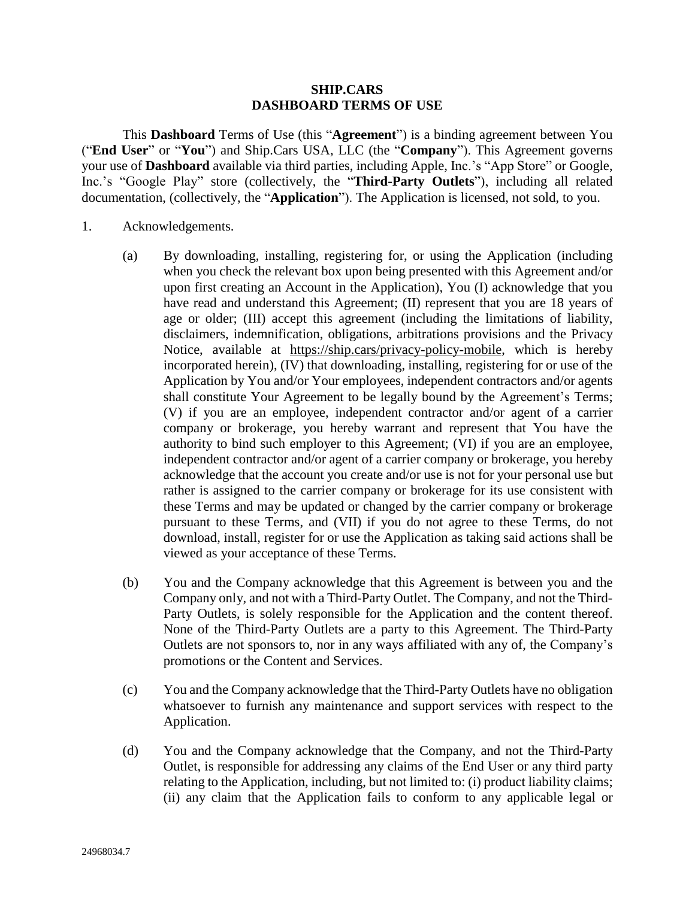# SHIP.CARS
# DASHBOARD TERMS OF USE

This **Dashboard** Terms of Use (this "**Agreement**") is a binding agreement between You ("**End User**" or "**You**") and Ship.Cars USA, LLC (the "**Company**"). This Agreement governs your use of **Dashboard** available via third parties, including Apple, Inc.'s "App Store" or Google, Inc.'s "Google Play" store (collectively, the "**Third-Party Outlets**"), including all related documentation, (collectively, the "**Application**"). The Application is licensed, not sold, to you.

1. Acknowledgements.

   (a) By downloading, installing, registering for, or using the Application (including when you check the relevant box upon being presented with this Agreement and/or upon first creating an Account in the Application), You (I) acknowledge that you have read and understand this Agreement; (II) represent that you are 18 years of age or older; (III) accept this agreement (including the limitations of liability, disclaimers, indemnification, obligations, arbitrations provisions and the Privacy Notice, available at https://ship.cars/privacy-policy-mobile, which is hereby incorporated herein), (IV) that downloading, installing, registering for or use of the Application by You and/or Your employees, independent contractors and/or agents shall constitute Your Agreement to be legally bound by the Agreement's Terms; (V) if you are an employee, independent contractor and/or agent of a carrier company or brokerage, you hereby warrant and represent that You have the authority to bind such employer to this Agreement; (VI) if you are an employee, independent contractor and/or agent of a carrier company or brokerage, you hereby acknowledge that the account you create and/or use is not for your personal use but rather is assigned to the carrier company or brokerage for its use consistent with these Terms and may be updated or changed by the carrier company or brokerage pursuant to these Terms, and (VII) if you do not agree to these Terms, do not download, install, register for or use the Application as taking said actions shall be viewed as your acceptance of these Terms.

   (b) You and the Company acknowledge that this Agreement is between you and the Company only, and not with a Third-Party Outlet. The Company, and not the Third-Party Outlets, is solely responsible for the Application and the content thereof. None of the Third-Party Outlets are a party to this Agreement. The Third-Party Outlets are not sponsors to, nor in any ways affiliated with any of, the Company's promotions or the Content and Services.

   (c) You and the Company acknowledge that the Third-Party Outlets have no obligation whatsoever to furnish any maintenance and support services with respect to the Application.

   (d) You and the Company acknowledge that the Company, and not the Third-Party Outlet, is responsible for addressing any claims of the End User or any third party relating to the Application, including, but not limited to: (i) product liability claims; (ii) any claim that the Application fails to conform to any applicable legal or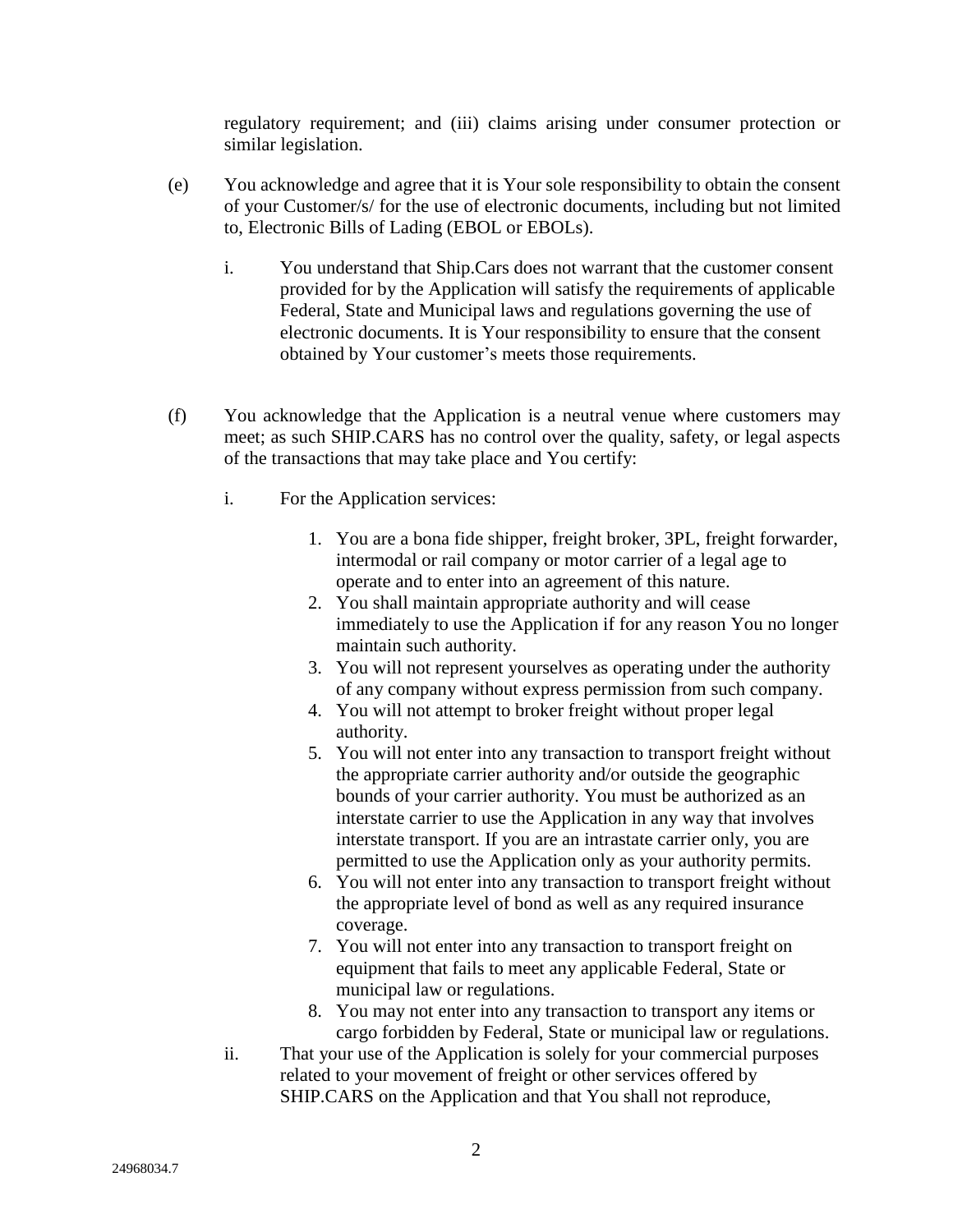regulatory requirement; and (iii) claims arising under consumer protection or similar legislation.

(e) You acknowledge and agree that it is Your sole responsibility to obtain the consent of your Customer/s/ for the use of electronic documents, including but not limited to, Electronic Bills of Lading (EBOL or EBOLs).

i. You understand that Ship.Cars does not warrant that the customer consent provided for by the Application will satisfy the requirements of applicable Federal, State and Municipal laws and regulations governing the use of electronic documents. It is Your responsibility to ensure that the consent obtained by Your customer's meets those requirements.

(f) You acknowledge that the Application is a neutral venue where customers may meet; as such SHIP.CARS has no control over the quality, safety, or legal aspects of the transactions that may take place and You certify:

i. For the Application services:

1. You are a bona fide shipper, freight broker, 3PL, freight forwarder, intermodal or rail company or motor carrier of a legal age to operate and to enter into an agreement of this nature.
2. You shall maintain appropriate authority and will cease immediately to use the Application if for any reason You no longer maintain such authority.
3. You will not represent yourselves as operating under the authority of any company without express permission from such company.
4. You will not attempt to broker freight without proper legal authority.
5. You will not enter into any transaction to transport freight without the appropriate carrier authority and/or outside the geographic bounds of your carrier authority. You must be authorized as an interstate carrier to use the Application in any way that involves interstate transport. If you are an intrastate carrier only, you are permitted to use the Application only as your authority permits.
6. You will not enter into any transaction to transport freight without the appropriate level of bond as well as any required insurance coverage.
7. You will not enter into any transaction to transport freight on equipment that fails to meet any applicable Federal, State or municipal law or regulations.
8. You may not enter into any transaction to transport any items or cargo forbidden by Federal, State or municipal law or regulations.

ii. That your use of the Application is solely for your commercial purposes related to your movement of freight or other services offered by SHIP.CARS on the Application and that You shall not reproduce,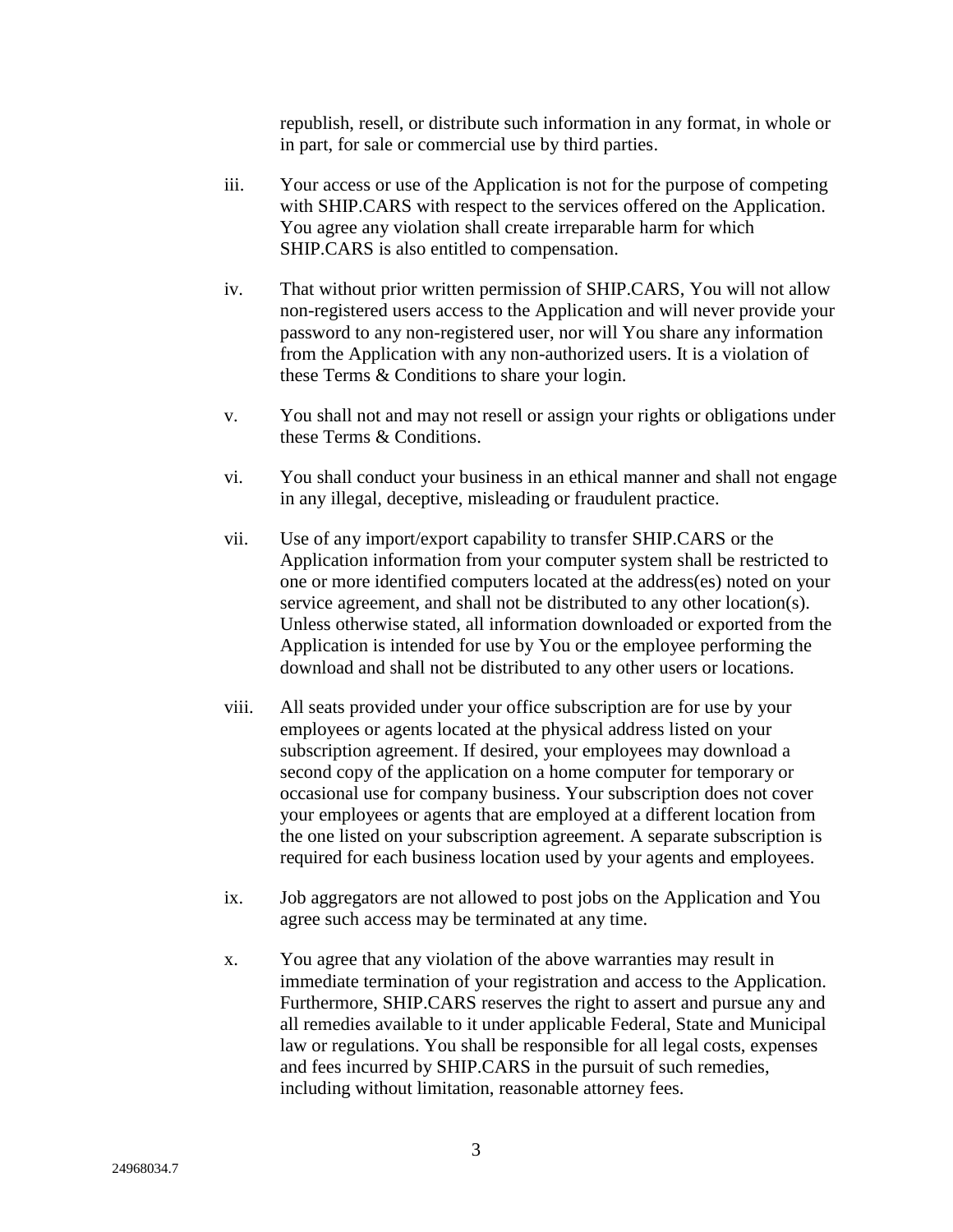republish, resell, or distribute such information in any format, in whole or in part, for sale or commercial use by third parties.

iii. Your access or use of the Application is not for the purpose of competing with SHIP.CARS with respect to the services offered on the Application. You agree any violation shall create irreparable harm for which SHIP.CARS is also entitled to compensation.

iv. That without prior written permission of SHIP.CARS, You will not allow non-registered users access to the Application and will never provide your password to any non-registered user, nor will You share any information from the Application with any non-authorized users. It is a violation of these Terms & Conditions to share your login.

v. You shall not and may not resell or assign your rights or obligations under these Terms & Conditions.

vi. You shall conduct your business in an ethical manner and shall not engage in any illegal, deceptive, misleading or fraudulent practice.

vii. Use of any import/export capability to transfer SHIP.CARS or the Application information from your computer system shall be restricted to one or more identified computers located at the address(es) noted on your service agreement, and shall not be distributed to any other location(s). Unless otherwise stated, all information downloaded or exported from the Application is intended for use by You or the employee performing the download and shall not be distributed to any other users or locations.

viii. All seats provided under your office subscription are for use by your employees or agents located at the physical address listed on your subscription agreement. If desired, your employees may download a second copy of the application on a home computer for temporary or occasional use for company business. Your subscription does not cover your employees or agents that are employed at a different location from the one listed on your subscription agreement. A separate subscription is required for each business location used by your agents and employees.

ix. Job aggregators are not allowed to post jobs on the Application and You agree such access may be terminated at any time.

x. You agree that any violation of the above warranties may result in immediate termination of your registration and access to the Application. Furthermore, SHIP.CARS reserves the right to assert and pursue any and all remedies available to it under applicable Federal, State and Municipal law or regulations. You shall be responsible for all legal costs, expenses and fees incurred by SHIP.CARS in the pursuit of such remedies, including without limitation, reasonable attorney fees.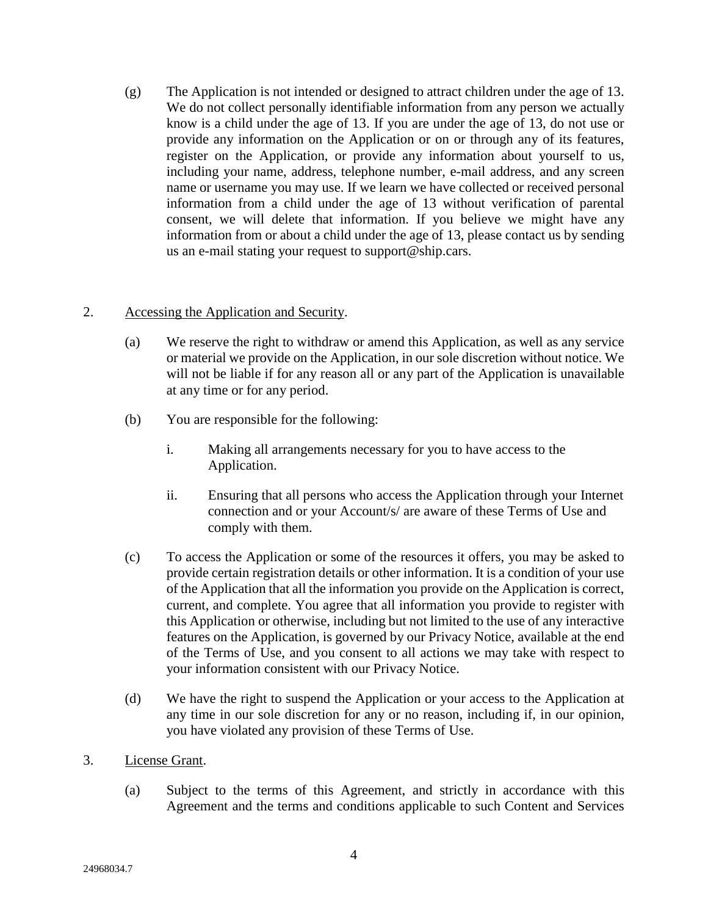(g) The Application is not intended or designed to attract children under the age of 13. We do not collect personally identifiable information from any person we actually know is a child under the age of 13. If you are under the age of 13, do not use or provide any information on the Application or on or through any of its features, register on the Application, or provide any information about yourself to us, including your name, address, telephone number, e-mail address, and any screen name or username you may use. If we learn we have collected or received personal information from a child under the age of 13 without verification of parental consent, we will delete that information. If you believe we might have any information from or about a child under the age of 13, please contact us by sending us an e-mail stating your request to support@ship.cars.

2. <u>Accessing the Application and Security</u>.

(a) We reserve the right to withdraw or amend this Application, as well as any service or material we provide on the Application, in our sole discretion without notice. We will not be liable if for any reason all or any part of the Application is unavailable at any time or for any period.

(b) You are responsible for the following:

i. Making all arrangements necessary for you to have access to the Application.

ii. Ensuring that all persons who access the Application through your Internet connection and or your Account/s/ are aware of these Terms of Use and comply with them.

(c) To access the Application or some of the resources it offers, you may be asked to provide certain registration details or other information. It is a condition of your use of the Application that all the information you provide on the Application is correct, current, and complete. You agree that all information you provide to register with this Application or otherwise, including but not limited to the use of any interactive features on the Application, is governed by our Privacy Notice, available at the end of the Terms of Use, and you consent to all actions we may take with respect to your information consistent with our Privacy Notice.

(d) We have the right to suspend the Application or your access to the Application at any time in our sole discretion for any or no reason, including if, in our opinion, you have violated any provision of these Terms of Use.

3. <u>License Grant</u>.

(a) Subject to the terms of this Agreement, and strictly in accordance with this Agreement and the terms and conditions applicable to such Content and Services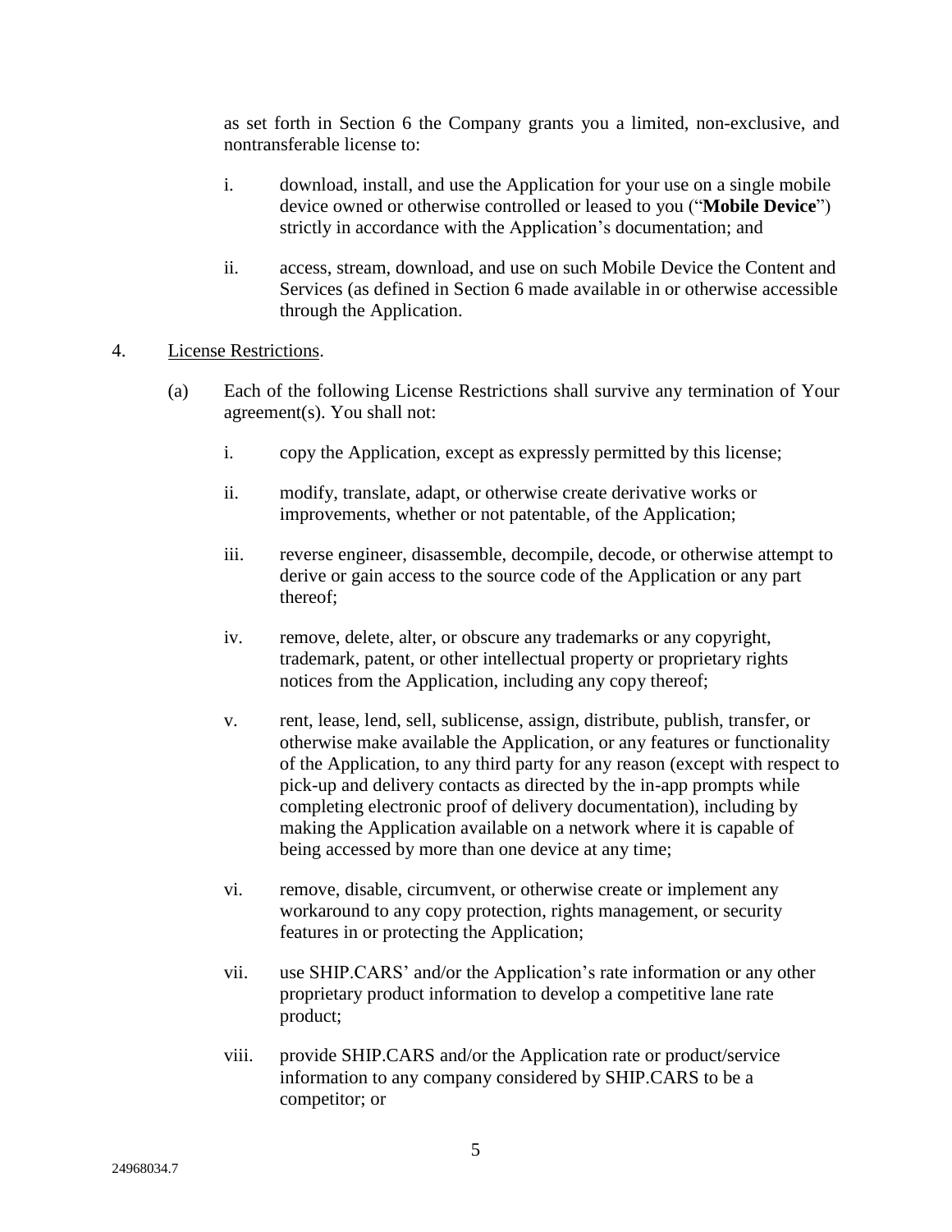as set forth in Section 6 the Company grants you a limited, non-exclusive, and nontransferable license to:

i. download, install, and use the Application for your use on a single mobile device owned or otherwise controlled or leased to you ("**Mobile Device**") strictly in accordance with the Application's documentation; and

ii. access, stream, download, and use on such Mobile Device the Content and Services (as defined in Section 6 made available in or otherwise accessible through the Application.

4. License Restrictions.

(a) Each of the following License Restrictions shall survive any termination of Your agreement(s). You shall not:

i. copy the Application, except as expressly permitted by this license;

ii. modify, translate, adapt, or otherwise create derivative works or improvements, whether or not patentable, of the Application;

iii. reverse engineer, disassemble, decompile, decode, or otherwise attempt to derive or gain access to the source code of the Application or any part thereof;

iv. remove, delete, alter, or obscure any trademarks or any copyright, trademark, patent, or other intellectual property or proprietary rights notices from the Application, including any copy thereof;

v. rent, lease, lend, sell, sublicense, assign, distribute, publish, transfer, or otherwise make available the Application, or any features or functionality of the Application, to any third party for any reason (except with respect to pick-up and delivery contacts as directed by the in-app prompts while completing electronic proof of delivery documentation), including by making the Application available on a network where it is capable of being accessed by more than one device at any time;

vi. remove, disable, circumvent, or otherwise create or implement any workaround to any copy protection, rights management, or security features in or protecting the Application;

vii. use SHIP.CARS' and/or the Application's rate information or any other proprietary product information to develop a competitive lane rate product;

viii. provide SHIP.CARS and/or the Application rate or product/service information to any company considered by SHIP.CARS to be a competitor; or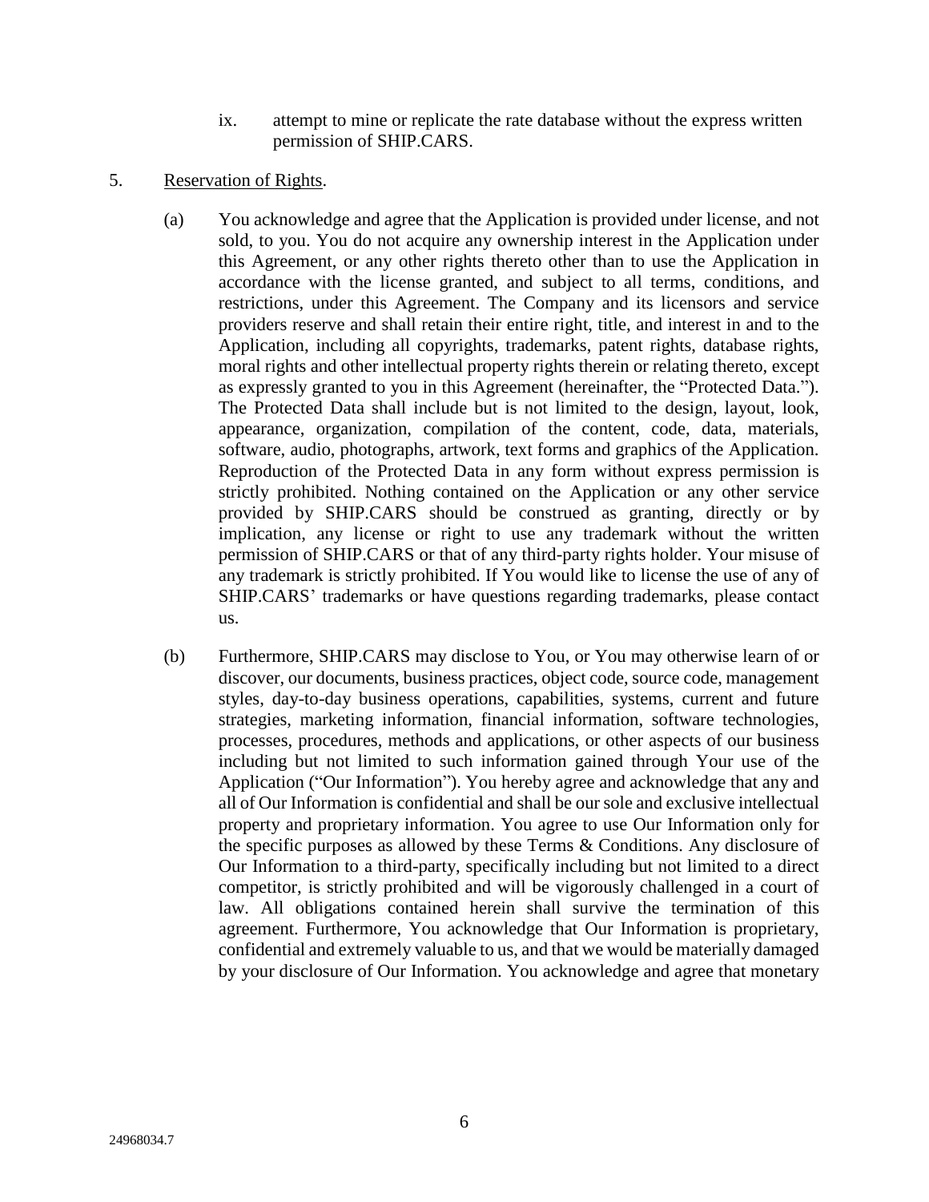ix. attempt to mine or replicate the rate database without the express written permission of SHIP.CARS.

5. Reservation of Rights.

(a) You acknowledge and agree that the Application is provided under license, and not sold, to you. You do not acquire any ownership interest in the Application under this Agreement, or any other rights thereto other than to use the Application in accordance with the license granted, and subject to all terms, conditions, and restrictions, under this Agreement. The Company and its licensors and service providers reserve and shall retain their entire right, title, and interest in and to the Application, including all copyrights, trademarks, patent rights, database rights, moral rights and other intellectual property rights therein or relating thereto, except as expressly granted to you in this Agreement (hereinafter, the "Protected Data."). The Protected Data shall include but is not limited to the design, layout, look, appearance, organization, compilation of the content, code, data, materials, software, audio, photographs, artwork, text forms and graphics of the Application. Reproduction of the Protected Data in any form without express permission is strictly prohibited. Nothing contained on the Application or any other service provided by SHIP.CARS should be construed as granting, directly or by implication, any license or right to use any trademark without the written permission of SHIP.CARS or that of any third-party rights holder. Your misuse of any trademark is strictly prohibited. If You would like to license the use of any of SHIP.CARS' trademarks or have questions regarding trademarks, please contact us.

(b) Furthermore, SHIP.CARS may disclose to You, or You may otherwise learn of or discover, our documents, business practices, object code, source code, management styles, day-to-day business operations, capabilities, systems, current and future strategies, marketing information, financial information, software technologies, processes, procedures, methods and applications, or other aspects of our business including but not limited to such information gained through Your use of the Application ("Our Information"). You hereby agree and acknowledge that any and all of Our Information is confidential and shall be our sole and exclusive intellectual property and proprietary information. You agree to use Our Information only for the specific purposes as allowed by these Terms & Conditions. Any disclosure of Our Information to a third-party, specifically including but not limited to a direct competitor, is strictly prohibited and will be vigorously challenged in a court of law. All obligations contained herein shall survive the termination of this agreement. Furthermore, You acknowledge that Our Information is proprietary, confidential and extremely valuable to us, and that we would be materially damaged by your disclosure of Our Information. You acknowledge and agree that monetary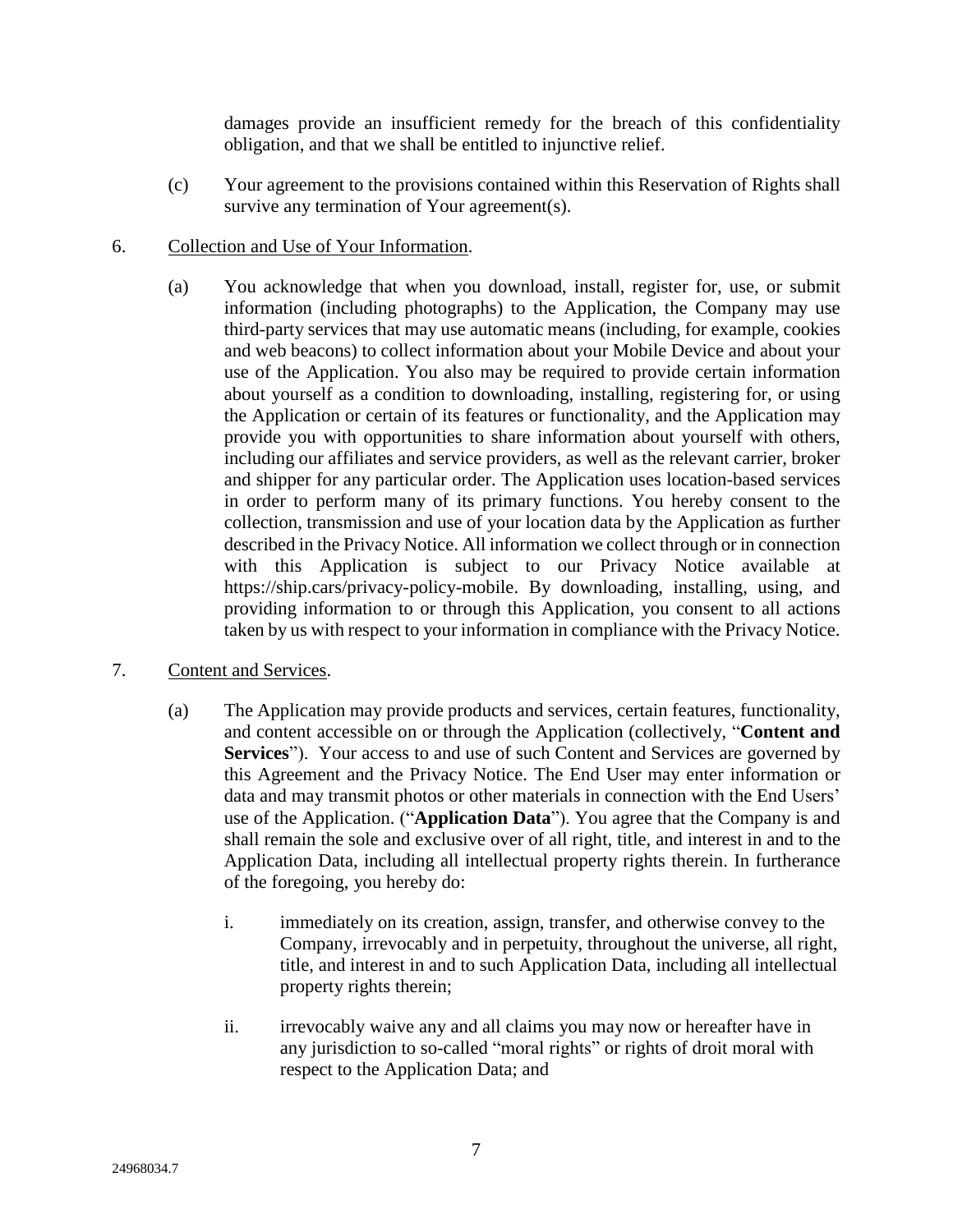damages provide an insufficient remedy for the breach of this confidentiality obligation, and that we shall be entitled to injunctive relief.

(c) Your agreement to the provisions contained within this Reservation of Rights shall survive any termination of Your agreement(s).

6. Collection and Use of Your Information.

(a) You acknowledge that when you download, install, register for, use, or submit information (including photographs) to the Application, the Company may use third-party services that may use automatic means (including, for example, cookies and web beacons) to collect information about your Mobile Device and about your use of the Application. You also may be required to provide certain information about yourself as a condition to downloading, installing, registering for, or using the Application or certain of its features or functionality, and the Application may provide you with opportunities to share information about yourself with others, including our affiliates and service providers, as well as the relevant carrier, broker and shipper for any particular order. The Application uses location-based services in order to perform many of its primary functions. You hereby consent to the collection, transmission and use of your location data by the Application as further described in the Privacy Notice. All information we collect through or in connection with this Application is subject to our Privacy Notice available at https://ship.cars/privacy-policy-mobile. By downloading, installing, using, and providing information to or through this Application, you consent to all actions taken by us with respect to your information in compliance with the Privacy Notice.

7. Content and Services.

(a) The Application may provide products and services, certain features, functionality, and content accessible on or through the Application (collectively, "**Content and Services**"). Your access to and use of such Content and Services are governed by this Agreement and the Privacy Notice. The End User may enter information or data and may transmit photos or other materials in connection with the End Users' use of the Application. ("**Application Data**"). You agree that the Company is and shall remain the sole and exclusive over of all right, title, and interest in and to the Application Data, including all intellectual property rights therein. In furtherance of the foregoing, you hereby do:

i. immediately on its creation, assign, transfer, and otherwise convey to the Company, irrevocably and in perpetuity, throughout the universe, all right, title, and interest in and to such Application Data, including all intellectual property rights therein;

ii. irrevocably waive any and all claims you may now or hereafter have in any jurisdiction to so-called "moral rights" or rights of droit moral with respect to the Application Data; and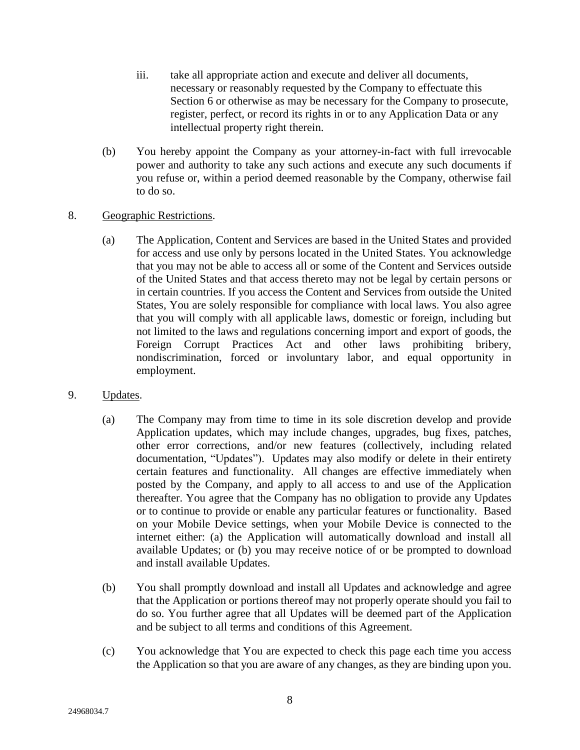iii. take all appropriate action and execute and deliver all documents, necessary or reasonably requested by the Company to effectuate this Section 6 or otherwise as may be necessary for the Company to prosecute, register, perfect, or record its rights in or to any Application Data or any intellectual property right therein.

(b) You hereby appoint the Company as your attorney-in-fact with full irrevocable power and authority to take any such actions and execute any such documents if you refuse or, within a period deemed reasonable by the Company, otherwise fail to do so.

8. Geographic Restrictions.

(a) The Application, Content and Services are based in the United States and provided for access and use only by persons located in the United States. You acknowledge that you may not be able to access all or some of the Content and Services outside of the United States and that access thereto may not be legal by certain persons or in certain countries. If you access the Content and Services from outside the United States, You are solely responsible for compliance with local laws. You also agree that you will comply with all applicable laws, domestic or foreign, including but not limited to the laws and regulations concerning import and export of goods, the Foreign Corrupt Practices Act and other laws prohibiting bribery, nondiscrimination, forced or involuntary labor, and equal opportunity in employment.

9. Updates.

(a) The Company may from time to time in its sole discretion develop and provide Application updates, which may include changes, upgrades, bug fixes, patches, other error corrections, and/or new features (collectively, including related documentation, "Updates"). Updates may also modify or delete in their entirety certain features and functionality. All changes are effective immediately when posted by the Company, and apply to all access to and use of the Application thereafter. You agree that the Company has no obligation to provide any Updates or to continue to provide or enable any particular features or functionality. Based on your Mobile Device settings, when your Mobile Device is connected to the internet either: (a) the Application will automatically download and install all available Updates; or (b) you may receive notice of or be prompted to download and install available Updates.

(b) You shall promptly download and install all Updates and acknowledge and agree that the Application or portions thereof may not properly operate should you fail to do so. You further agree that all Updates will be deemed part of the Application and be subject to all terms and conditions of this Agreement.

(c) You acknowledge that You are expected to check this page each time you access the Application so that you are aware of any changes, as they are binding upon you.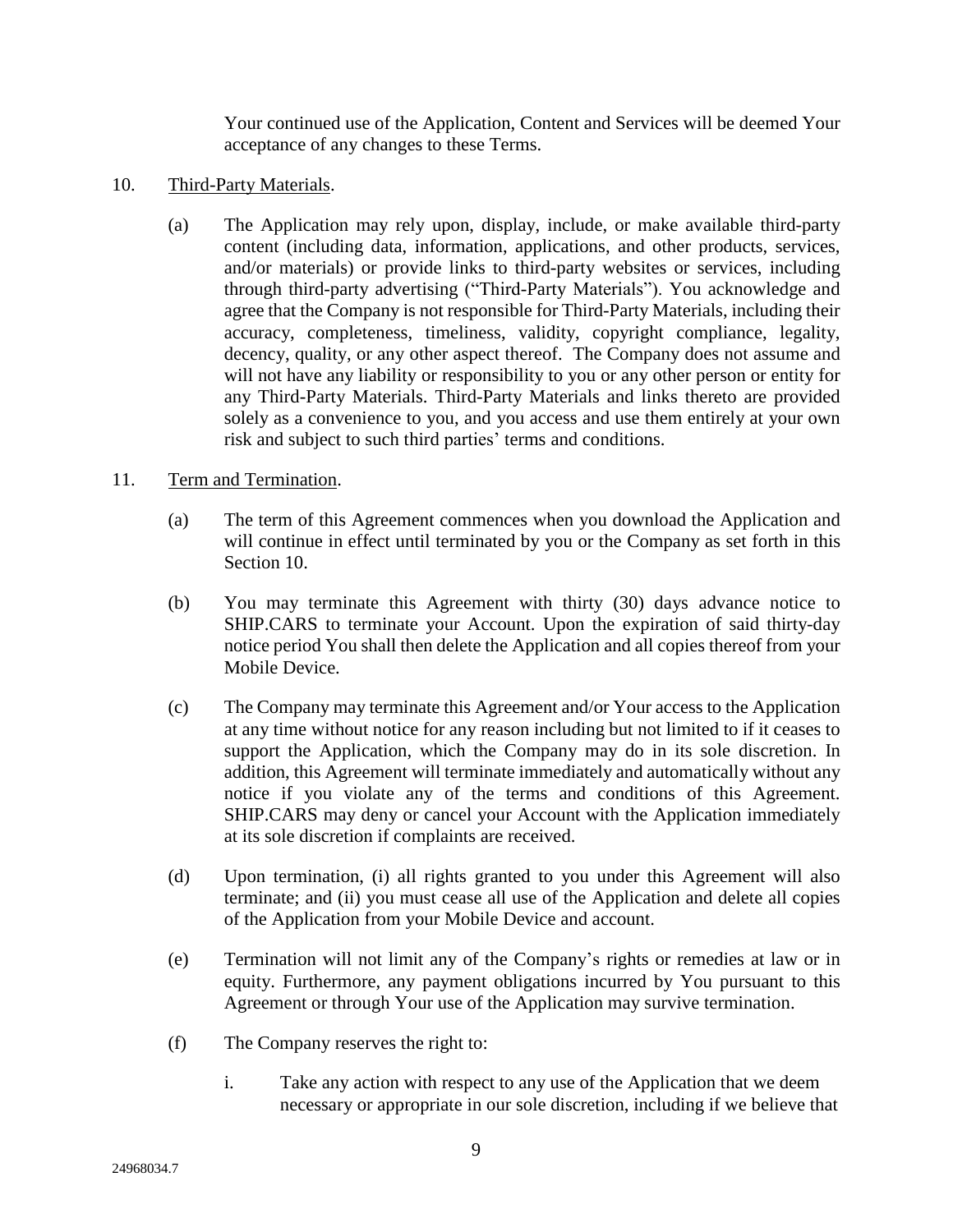Your continued use of the Application, Content and Services will be deemed Your acceptance of any changes to these Terms.

10. Third-Party Materials.

    (a) The Application may rely upon, display, include, or make available third-party content (including data, information, applications, and other products, services, and/or materials) or provide links to third-party websites or services, including through third-party advertising ("Third-Party Materials"). You acknowledge and agree that the Company is not responsible for Third-Party Materials, including their accuracy, completeness, timeliness, validity, copyright compliance, legality, decency, quality, or any other aspect thereof. The Company does not assume and will not have any liability or responsibility to you or any other person or entity for any Third-Party Materials. Third-Party Materials and links thereto are provided solely as a convenience to you, and you access and use them entirely at your own risk and subject to such third parties' terms and conditions.

11. Term and Termination.

    (a) The term of this Agreement commences when you download the Application and will continue in effect until terminated by you or the Company as set forth in this Section 10.

    (b) You may terminate this Agreement with thirty (30) days advance notice to SHIP.CARS to terminate your Account. Upon the expiration of said thirty-day notice period You shall then delete the Application and all copies thereof from your Mobile Device.

    (c) The Company may terminate this Agreement and/or Your access to the Application at any time without notice for any reason including but not limited to if it ceases to support the Application, which the Company may do in its sole discretion. In addition, this Agreement will terminate immediately and automatically without any notice if you violate any of the terms and conditions of this Agreement. SHIP.CARS may deny or cancel your Account with the Application immediately at its sole discretion if complaints are received.

    (d) Upon termination, (i) all rights granted to you under this Agreement will also terminate; and (ii) you must cease all use of the Application and delete all copies of the Application from your Mobile Device and account.

    (e) Termination will not limit any of the Company's rights or remedies at law or in equity. Furthermore, any payment obligations incurred by You pursuant to this Agreement or through Your use of the Application may survive termination.

    (f) The Company reserves the right to:

        i. Take any action with respect to any use of the Application that we deem necessary or appropriate in our sole discretion, including if we believe that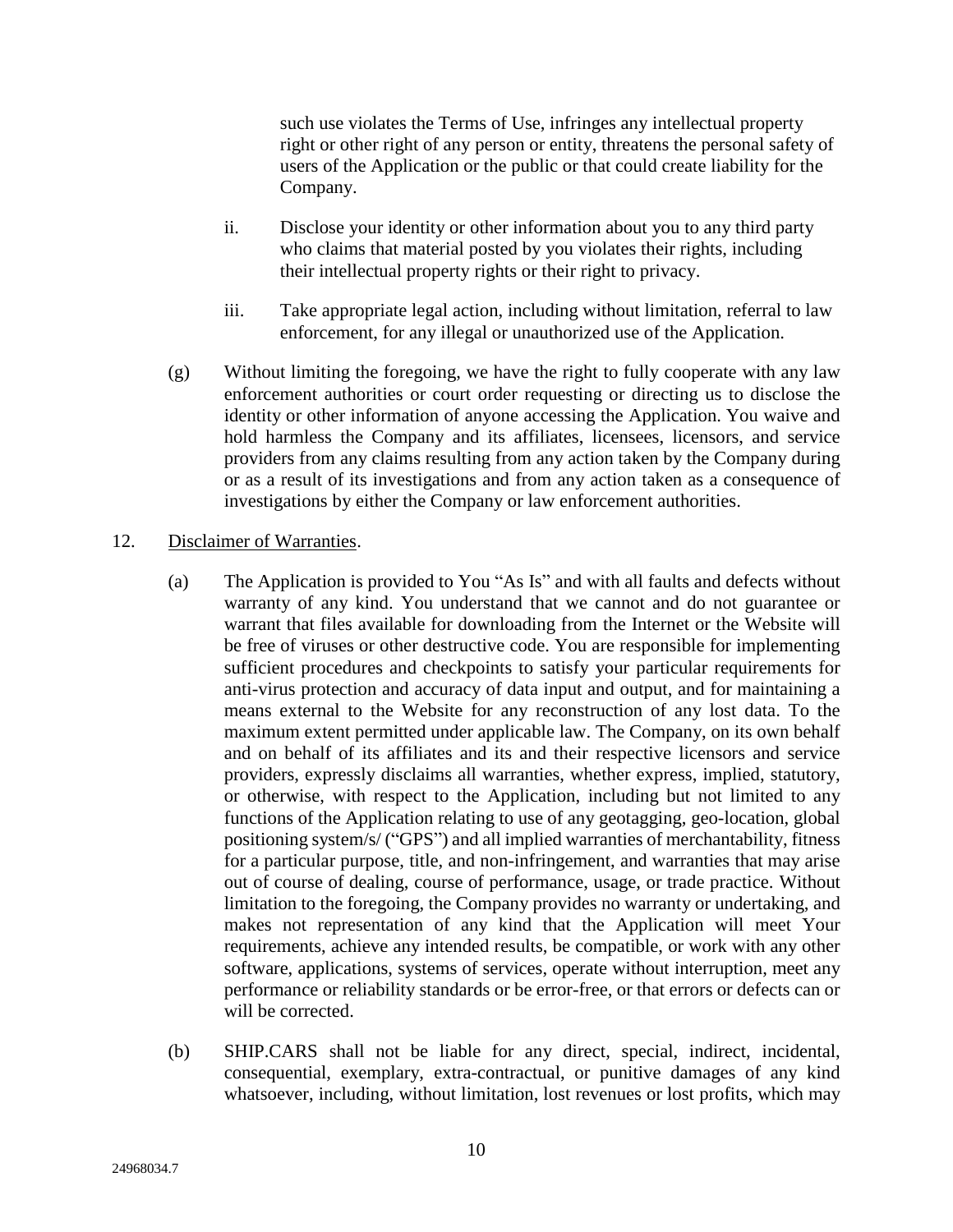such use violates the Terms of Use, infringes any intellectual property right or other right of any person or entity, threatens the personal safety of users of the Application or the public or that could create liability for the Company.

ii. Disclose your identity or other information about you to any third party who claims that material posted by you violates their rights, including their intellectual property rights or their right to privacy.

iii. Take appropriate legal action, including without limitation, referral to law enforcement, for any illegal or unauthorized use of the Application.

(g) Without limiting the foregoing, we have the right to fully cooperate with any law enforcement authorities or court order requesting or directing us to disclose the identity or other information of anyone accessing the Application. You waive and hold harmless the Company and its affiliates, licensees, licensors, and service providers from any claims resulting from any action taken by the Company during or as a result of its investigations and from any action taken as a consequence of investigations by either the Company or law enforcement authorities.

12. Disclaimer of Warranties.

(a) The Application is provided to You "As Is" and with all faults and defects without warranty of any kind. You understand that we cannot and do not guarantee or warrant that files available for downloading from the Internet or the Website will be free of viruses or other destructive code. You are responsible for implementing sufficient procedures and checkpoints to satisfy your particular requirements for anti-virus protection and accuracy of data input and output, and for maintaining a means external to the Website for any reconstruction of any lost data. To the maximum extent permitted under applicable law. The Company, on its own behalf and on behalf of its affiliates and its and their respective licensors and service providers, expressly disclaims all warranties, whether express, implied, statutory, or otherwise, with respect to the Application, including but not limited to any functions of the Application relating to use of any geotagging, geo-location, global positioning system/s/ ("GPS") and all implied warranties of merchantability, fitness for a particular purpose, title, and non-infringement, and warranties that may arise out of course of dealing, course of performance, usage, or trade practice. Without limitation to the foregoing, the Company provides no warranty or undertaking, and makes not representation of any kind that the Application will meet Your requirements, achieve any intended results, be compatible, or work with any other software, applications, systems of services, operate without interruption, meet any performance or reliability standards or be error-free, or that errors or defects can or will be corrected.

(b) SHIP.CARS shall not be liable for any direct, special, indirect, incidental, consequential, exemplary, extra-contractual, or punitive damages of any kind whatsoever, including, without limitation, lost revenues or lost profits, which may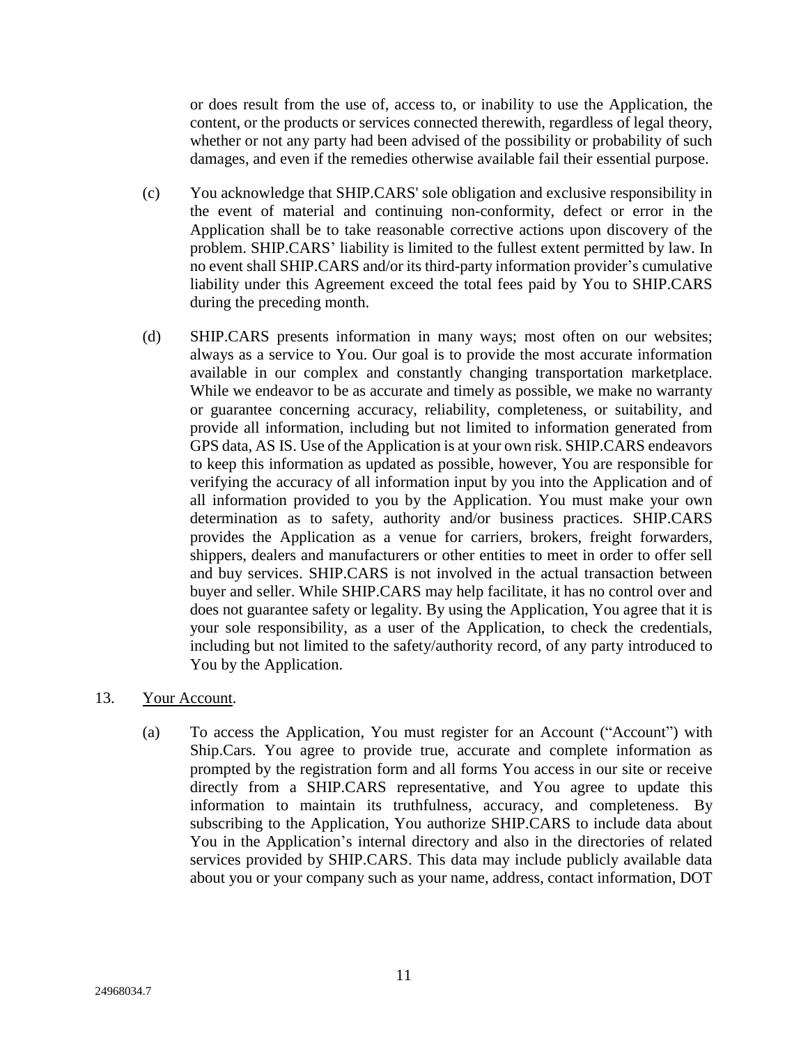or does result from the use of, access to, or inability to use the Application, the content, or the products or services connected therewith, regardless of legal theory, whether or not any party had been advised of the possibility or probability of such damages, and even if the remedies otherwise available fail their essential purpose.

(c) You acknowledge that SHIP.CARS' sole obligation and exclusive responsibility in the event of material and continuing non-conformity, defect or error in the Application shall be to take reasonable corrective actions upon discovery of the problem. SHIP.CARS' liability is limited to the fullest extent permitted by law. In no event shall SHIP.CARS and/or its third-party information provider's cumulative liability under this Agreement exceed the total fees paid by You to SHIP.CARS during the preceding month.

(d) SHIP.CARS presents information in many ways; most often on our websites; always as a service to You. Our goal is to provide the most accurate information available in our complex and constantly changing transportation marketplace. While we endeavor to be as accurate and timely as possible, we make no warranty or guarantee concerning accuracy, reliability, completeness, or suitability, and provide all information, including but not limited to information generated from GPS data, AS IS. Use of the Application is at your own risk. SHIP.CARS endeavors to keep this information as updated as possible, however, You are responsible for verifying the accuracy of all information input by you into the Application and of all information provided to you by the Application. You must make your own determination as to safety, authority and/or business practices. SHIP.CARS provides the Application as a venue for carriers, brokers, freight forwarders, shippers, dealers and manufacturers or other entities to meet in order to offer sell and buy services. SHIP.CARS is not involved in the actual transaction between buyer and seller. While SHIP.CARS may help facilitate, it has no control over and does not guarantee safety or legality. By using the Application, You agree that it is your sole responsibility, as a user of the Application, to check the credentials, including but not limited to the safety/authority record, of any party introduced to You by the Application.

13. Your Account.

(a) To access the Application, You must register for an Account ("Account") with Ship.Cars. You agree to provide true, accurate and complete information as prompted by the registration form and all forms You access in our site or receive directly from a SHIP.CARS representative, and You agree to update this information to maintain its truthfulness, accuracy, and completeness. By subscribing to the Application, You authorize SHIP.CARS to include data about You in the Application's internal directory and also in the directories of related services provided by SHIP.CARS. This data may include publicly available data about you or your company such as your name, address, contact information, DOT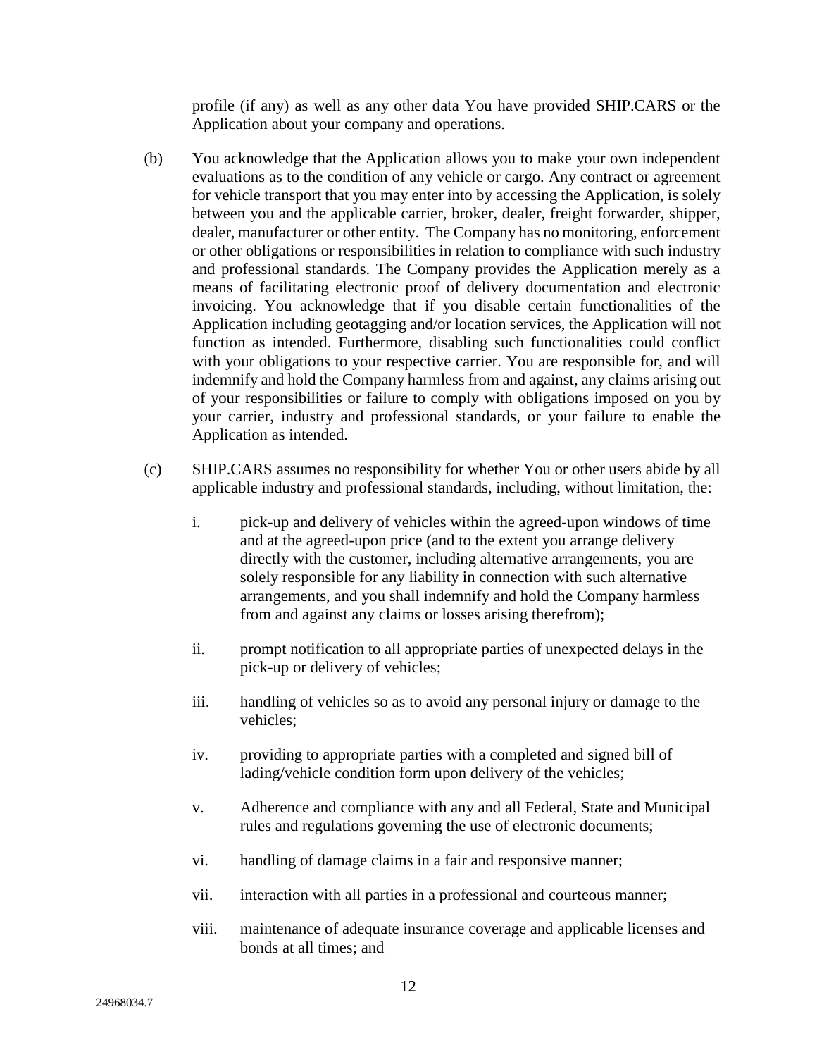profile (if any) as well as any other data You have provided SHIP.CARS or the Application about your company and operations.

(b) You acknowledge that the Application allows you to make your own independent evaluations as to the condition of any vehicle or cargo. Any contract or agreement for vehicle transport that you may enter into by accessing the Application, is solely between you and the applicable carrier, broker, dealer, freight forwarder, shipper, dealer, manufacturer or other entity. The Company has no monitoring, enforcement or other obligations or responsibilities in relation to compliance with such industry and professional standards. The Company provides the Application merely as a means of facilitating electronic proof of delivery documentation and electronic invoicing. You acknowledge that if you disable certain functionalities of the Application including geotagging and/or location services, the Application will not function as intended. Furthermore, disabling such functionalities could conflict with your obligations to your respective carrier. You are responsible for, and will indemnify and hold the Company harmless from and against, any claims arising out of your responsibilities or failure to comply with obligations imposed on you by your carrier, industry and professional standards, or your failure to enable the Application as intended.

(c) SHIP.CARS assumes no responsibility for whether You or other users abide by all applicable industry and professional standards, including, without limitation, the:

i. pick-up and delivery of vehicles within the agreed-upon windows of time and at the agreed-upon price (and to the extent you arrange delivery directly with the customer, including alternative arrangements, you are solely responsible for any liability in connection with such alternative arrangements, and you shall indemnify and hold the Company harmless from and against any claims or losses arising therefrom);

ii. prompt notification to all appropriate parties of unexpected delays in the pick-up or delivery of vehicles;

iii. handling of vehicles so as to avoid any personal injury or damage to the vehicles;

iv. providing to appropriate parties with a completed and signed bill of lading/vehicle condition form upon delivery of the vehicles;

v. Adherence and compliance with any and all Federal, State and Municipal rules and regulations governing the use of electronic documents;

vi. handling of damage claims in a fair and responsive manner;

vii. interaction with all parties in a professional and courteous manner;

viii. maintenance of adequate insurance coverage and applicable licenses and bonds at all times; and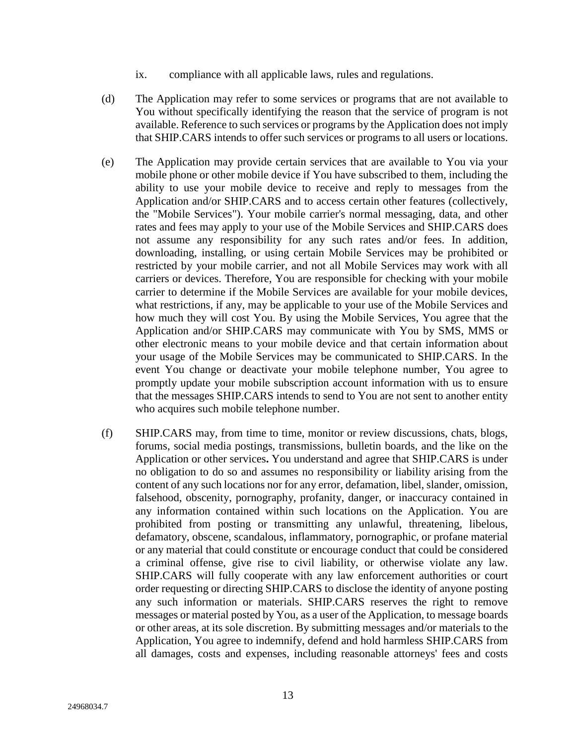ix. compliance with all applicable laws, rules and regulations.

(d) The Application may refer to some services or programs that are not available to You without specifically identifying the reason that the service of program is not available. Reference to such services or programs by the Application does not imply that SHIP.CARS intends to offer such services or programs to all users or locations.

(e) The Application may provide certain services that are available to You via your mobile phone or other mobile device if You have subscribed to them, including the ability to use your mobile device to receive and reply to messages from the Application and/or SHIP.CARS and to access certain other features (collectively, the "Mobile Services"). Your mobile carrier's normal messaging, data, and other rates and fees may apply to your use of the Mobile Services and SHIP.CARS does not assume any responsibility for any such rates and/or fees. In addition, downloading, installing, or using certain Mobile Services may be prohibited or restricted by your mobile carrier, and not all Mobile Services may work with all carriers or devices. Therefore, You are responsible for checking with your mobile carrier to determine if the Mobile Services are available for your mobile devices, what restrictions, if any, may be applicable to your use of the Mobile Services and how much they will cost You. By using the Mobile Services, You agree that the Application and/or SHIP.CARS may communicate with You by SMS, MMS or other electronic means to your mobile device and that certain information about your usage of the Mobile Services may be communicated to SHIP.CARS. In the event You change or deactivate your mobile telephone number, You agree to promptly update your mobile subscription account information with us to ensure that the messages SHIP.CARS intends to send to You are not sent to another entity who acquires such mobile telephone number.

(f) SHIP.CARS may, from time to time, monitor or review discussions, chats, blogs, forums, social media postings, transmissions, bulletin boards, and the like on the Application or other services**.** You understand and agree that SHIP.CARS is under no obligation to do so and assumes no responsibility or liability arising from the content of any such locations nor for any error, defamation, libel, slander, omission, falsehood, obscenity, pornography, profanity, danger, or inaccuracy contained in any information contained within such locations on the Application. You are prohibited from posting or transmitting any unlawful, threatening, libelous, defamatory, obscene, scandalous, inflammatory, pornographic, or profane material or any material that could constitute or encourage conduct that could be considered a criminal offense, give rise to civil liability, or otherwise violate any law. SHIP.CARS will fully cooperate with any law enforcement authorities or court order requesting or directing SHIP.CARS to disclose the identity of anyone posting any such information or materials. SHIP.CARS reserves the right to remove messages or material posted by You, as a user of the Application, to message boards or other areas, at its sole discretion. By submitting messages and/or materials to the Application, You agree to indemnify, defend and hold harmless SHIP.CARS from all damages, costs and expenses, including reasonable attorneys' fees and costs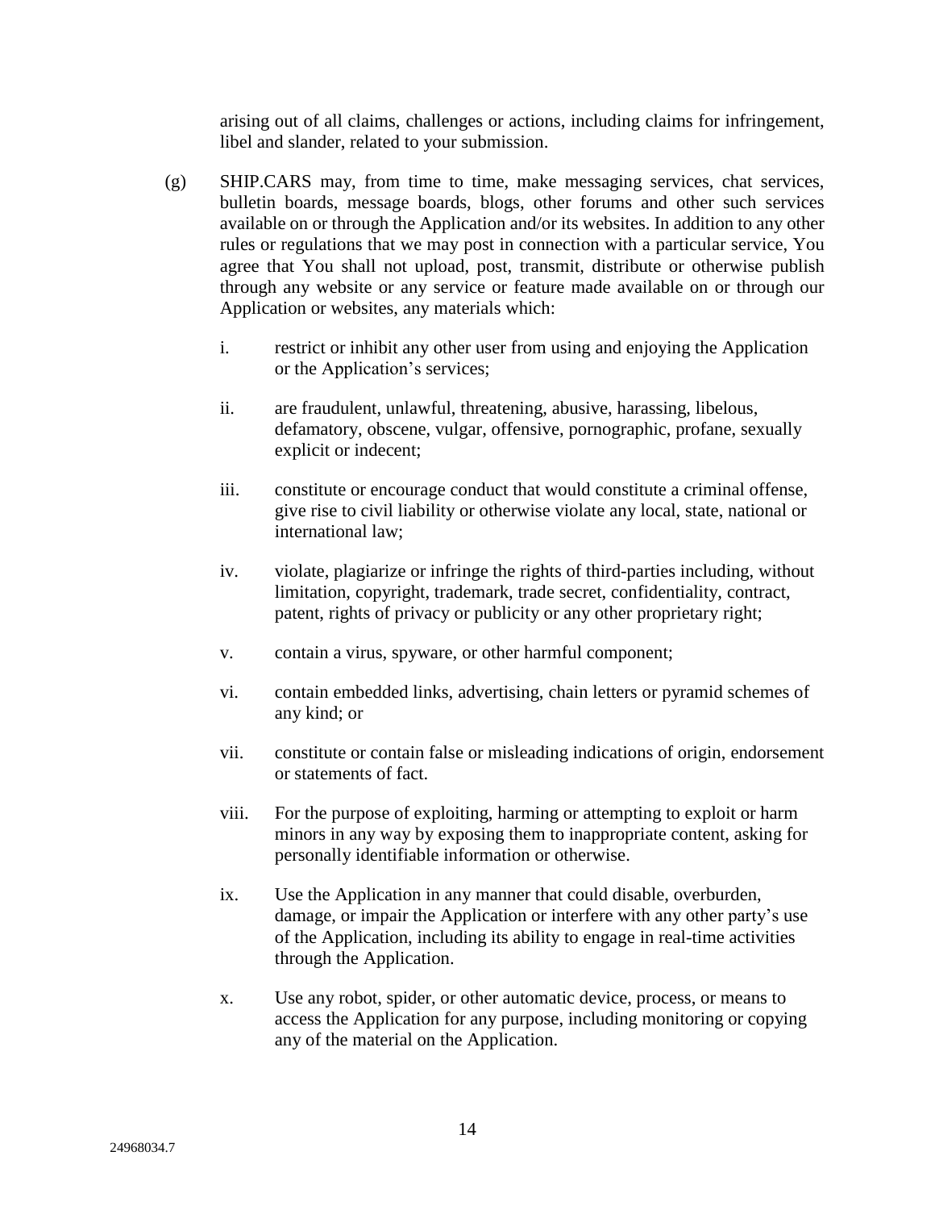arising out of all claims, challenges or actions, including claims for infringement, libel and slander, related to your submission.

(g) SHIP.CARS may, from time to time, make messaging services, chat services, bulletin boards, message boards, blogs, other forums and other such services available on or through the Application and/or its websites. In addition to any other rules or regulations that we may post in connection with a particular service, You agree that You shall not upload, post, transmit, distribute or otherwise publish through any website or any service or feature made available on or through our Application or websites, any materials which:

i. restrict or inhibit any other user from using and enjoying the Application or the Application's services;

ii. are fraudulent, unlawful, threatening, abusive, harassing, libelous, defamatory, obscene, vulgar, offensive, pornographic, profane, sexually explicit or indecent;

iii. constitute or encourage conduct that would constitute a criminal offense, give rise to civil liability or otherwise violate any local, state, national or international law;

iv. violate, plagiarize or infringe the rights of third-parties including, without limitation, copyright, trademark, trade secret, confidentiality, contract, patent, rights of privacy or publicity or any other proprietary right;

v. contain a virus, spyware, or other harmful component;

vi. contain embedded links, advertising, chain letters or pyramid schemes of any kind; or

vii. constitute or contain false or misleading indications of origin, endorsement or statements of fact.

viii. For the purpose of exploiting, harming or attempting to exploit or harm minors in any way by exposing them to inappropriate content, asking for personally identifiable information or otherwise.

ix. Use the Application in any manner that could disable, overburden, damage, or impair the Application or interfere with any other party's use of the Application, including its ability to engage in real-time activities through the Application.

x. Use any robot, spider, or other automatic device, process, or means to access the Application for any purpose, including monitoring or copying any of the material on the Application.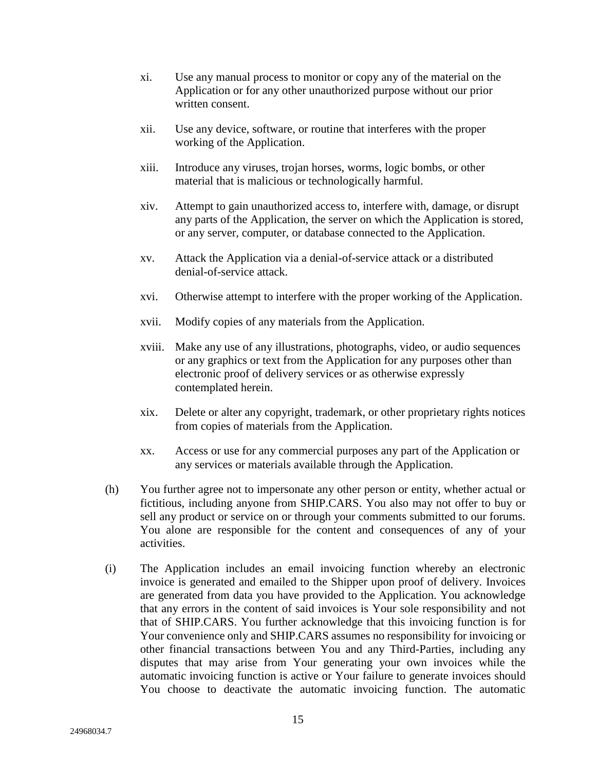xi. Use any manual process to monitor or copy any of the material on the Application or for any other unauthorized purpose without our prior written consent.

xii. Use any device, software, or routine that interferes with the proper working of the Application.

xiii. Introduce any viruses, trojan horses, worms, logic bombs, or other material that is malicious or technologically harmful.

xiv. Attempt to gain unauthorized access to, interfere with, damage, or disrupt any parts of the Application, the server on which the Application is stored, or any server, computer, or database connected to the Application.

xv. Attack the Application via a denial-of-service attack or a distributed denial-of-service attack.

xvi. Otherwise attempt to interfere with the proper working of the Application.

xvii. Modify copies of any materials from the Application.

xviii. Make any use of any illustrations, photographs, video, or audio sequences or any graphics or text from the Application for any purposes other than electronic proof of delivery services or as otherwise expressly contemplated herein.

xix. Delete or alter any copyright, trademark, or other proprietary rights notices from copies of materials from the Application.

xx. Access or use for any commercial purposes any part of the Application or any services or materials available through the Application.

(h) You further agree not to impersonate any other person or entity, whether actual or fictitious, including anyone from SHIP.CARS. You also may not offer to buy or sell any product or service on or through your comments submitted to our forums. You alone are responsible for the content and consequences of any of your activities.

(i) The Application includes an email invoicing function whereby an electronic invoice is generated and emailed to the Shipper upon proof of delivery. Invoices are generated from data you have provided to the Application. You acknowledge that any errors in the content of said invoices is Your sole responsibility and not that of SHIP.CARS. You further acknowledge that this invoicing function is for Your convenience only and SHIP.CARS assumes no responsibility for invoicing or other financial transactions between You and any Third-Parties, including any disputes that may arise from Your generating your own invoices while the automatic invoicing function is active or Your failure to generate invoices should You choose to deactivate the automatic invoicing function. The automatic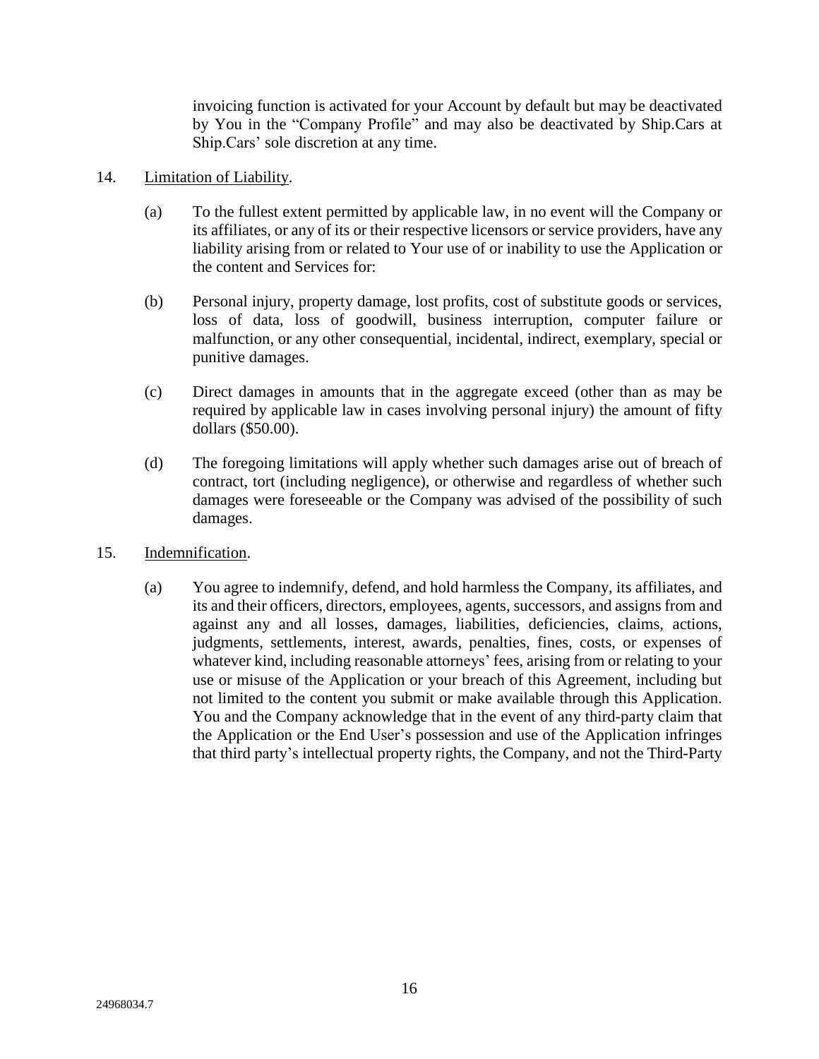invoicing function is activated for your Account by default but may be deactivated by You in the "Company Profile" and may also be deactivated by Ship.Cars at Ship.Cars' sole discretion at any time.

14. Limitation of Liability.

    (a) To the fullest extent permitted by applicable law, in no event will the Company or its affiliates, or any of its or their respective licensors or service providers, have any liability arising from or related to Your use of or inability to use the Application or the content and Services for:

    (b) Personal injury, property damage, lost profits, cost of substitute goods or services, loss of data, loss of goodwill, business interruption, computer failure or malfunction, or any other consequential, incidental, indirect, exemplary, special or punitive damages.

    (c) Direct damages in amounts that in the aggregate exceed (other than as may be required by applicable law in cases involving personal injury) the amount of fifty dollars ($50.00).

    (d) The foregoing limitations will apply whether such damages arise out of breach of contract, tort (including negligence), or otherwise and regardless of whether such damages were foreseeable or the Company was advised of the possibility of such damages.

15. Indemnification.

    (a) You agree to indemnify, defend, and hold harmless the Company, its affiliates, and its and their officers, directors, employees, agents, successors, and assigns from and against any and all losses, damages, liabilities, deficiencies, claims, actions, judgments, settlements, interest, awards, penalties, fines, costs, or expenses of whatever kind, including reasonable attorneys' fees, arising from or relating to your use or misuse of the Application or your breach of this Agreement, including but not limited to the content you submit or make available through this Application. You and the Company acknowledge that in the event of any third-party claim that the Application or the End User's possession and use of the Application infringes that third party's intellectual property rights, the Company, and not the Third-Party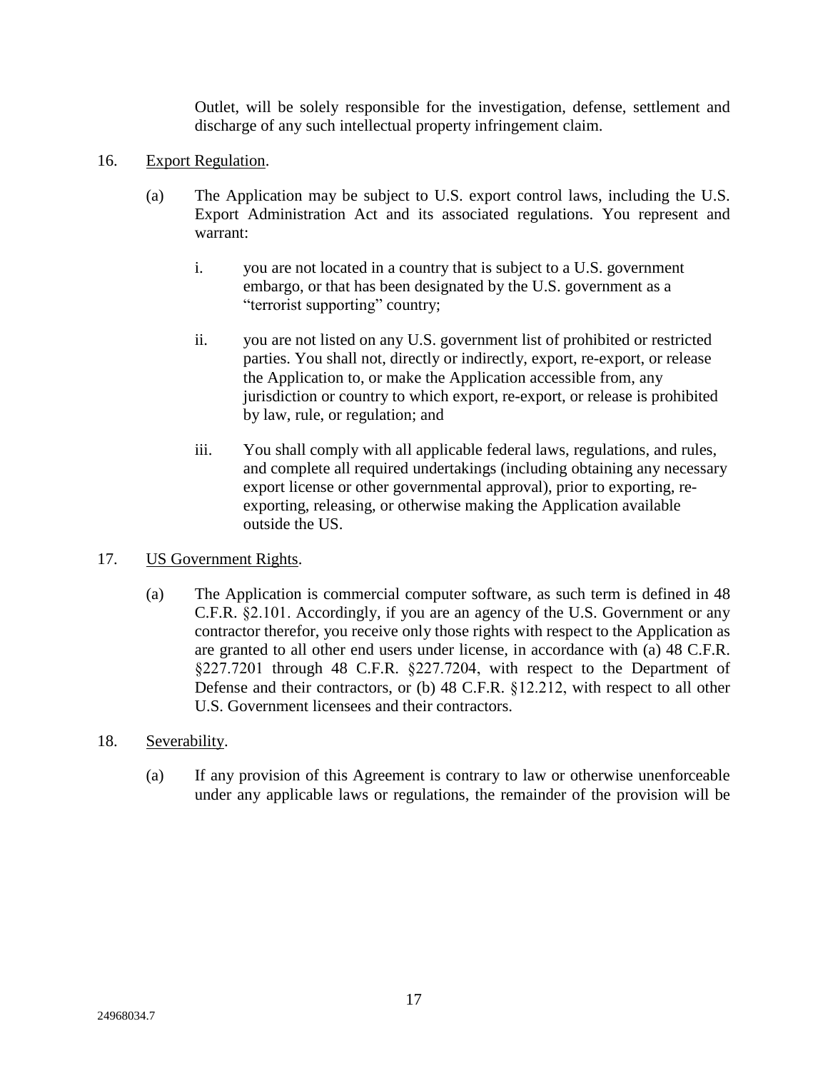Outlet, will be solely responsible for the investigation, defense, settlement and discharge of any such intellectual property infringement claim.

16. Export Regulation.

    (a) The Application may be subject to U.S. export control laws, including the U.S. Export Administration Act and its associated regulations. You represent and warrant:

        i. you are not located in a country that is subject to a U.S. government embargo, or that has been designated by the U.S. government as a "terrorist supporting" country;

        ii. you are not listed on any U.S. government list of prohibited or restricted parties. You shall not, directly or indirectly, export, re-export, or release the Application to, or make the Application accessible from, any jurisdiction or country to which export, re-export, or release is prohibited by law, rule, or regulation; and

        iii. You shall comply with all applicable federal laws, regulations, and rules, and complete all required undertakings (including obtaining any necessary export license or other governmental approval), prior to exporting, re-exporting, releasing, or otherwise making the Application available outside the US.

17. US Government Rights.

    (a) The Application is commercial computer software, as such term is defined in 48 C.F.R. §2.101. Accordingly, if you are an agency of the U.S. Government or any contractor therefor, you receive only those rights with respect to the Application as are granted to all other end users under license, in accordance with (a) 48 C.F.R. §227.7201 through 48 C.F.R. §227.7204, with respect to the Department of Defense and their contractors, or (b) 48 C.F.R. §12.212, with respect to all other U.S. Government licensees and their contractors.

18. Severability.

    (a) If any provision of this Agreement is contrary to law or otherwise unenforceable under any applicable laws or regulations, the remainder of the provision will be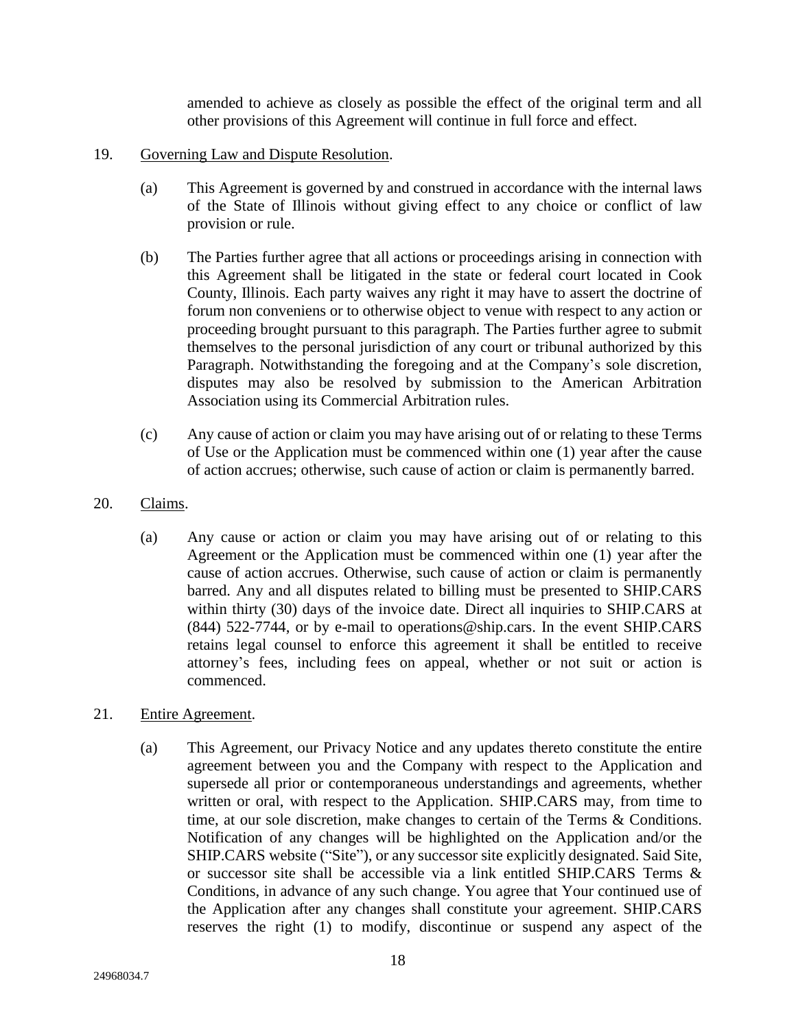amended to achieve as closely as possible the effect of the original term and all other provisions of this Agreement will continue in full force and effect.

19. Governing Law and Dispute Resolution.

(a) This Agreement is governed by and construed in accordance with the internal laws of the State of Illinois without giving effect to any choice or conflict of law provision or rule.

(b) The Parties further agree that all actions or proceedings arising in connection with this Agreement shall be litigated in the state or federal court located in Cook County, Illinois. Each party waives any right it may have to assert the doctrine of forum non conveniens or to otherwise object to venue with respect to any action or proceeding brought pursuant to this paragraph. The Parties further agree to submit themselves to the personal jurisdiction of any court or tribunal authorized by this Paragraph. Notwithstanding the foregoing and at the Company's sole discretion, disputes may also be resolved by submission to the American Arbitration Association using its Commercial Arbitration rules.

(c) Any cause of action or claim you may have arising out of or relating to these Terms of Use or the Application must be commenced within one (1) year after the cause of action accrues; otherwise, such cause of action or claim is permanently barred.

20. Claims.

(a) Any cause or action or claim you may have arising out of or relating to this Agreement or the Application must be commenced within one (1) year after the cause of action accrues. Otherwise, such cause of action or claim is permanently barred. Any and all disputes related to billing must be presented to SHIP.CARS within thirty (30) days of the invoice date. Direct all inquiries to SHIP.CARS at (844) 522-7744, or by e-mail to operations@ship.cars. In the event SHIP.CARS retains legal counsel to enforce this agreement it shall be entitled to receive attorney's fees, including fees on appeal, whether or not suit or action is commenced.

21. Entire Agreement.

(a) This Agreement, our Privacy Notice and any updates thereto constitute the entire agreement between you and the Company with respect to the Application and supersede all prior or contemporaneous understandings and agreements, whether written or oral, with respect to the Application. SHIP.CARS may, from time to time, at our sole discretion, make changes to certain of the Terms & Conditions. Notification of any changes will be highlighted on the Application and/or the SHIP.CARS website ("Site"), or any successor site explicitly designated. Said Site, or successor site shall be accessible via a link entitled SHIP.CARS Terms & Conditions, in advance of any such change. You agree that Your continued use of the Application after any changes shall constitute your agreement. SHIP.CARS reserves the right (1) to modify, discontinue or suspend any aspect of the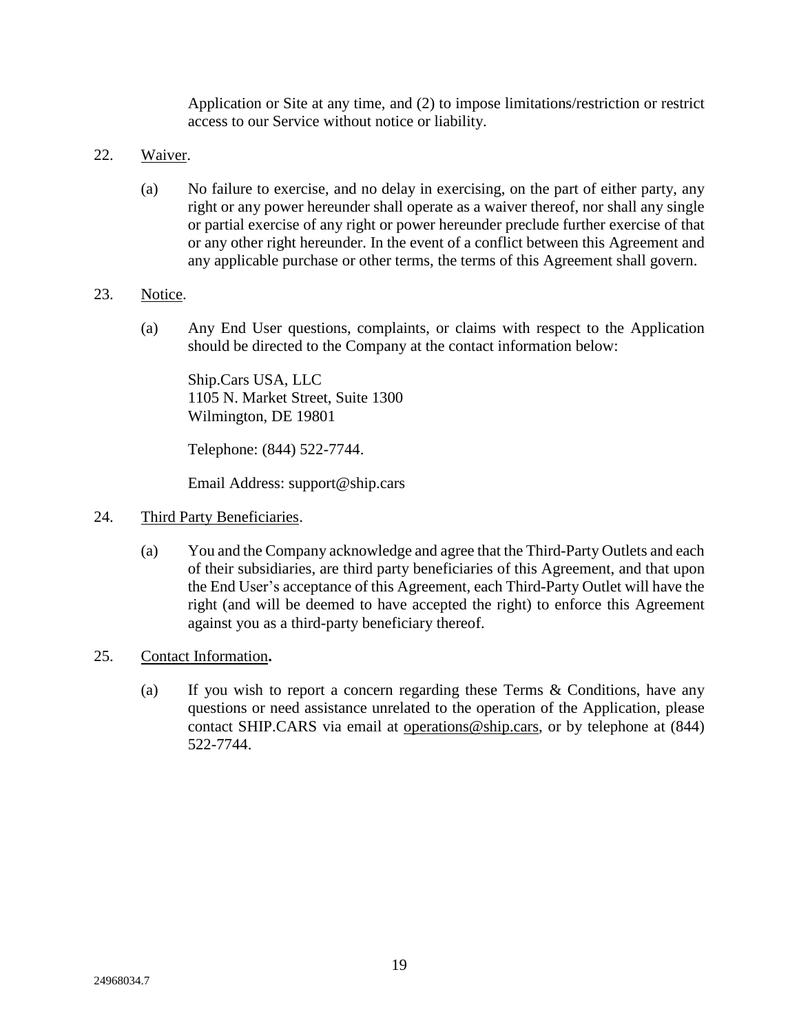Application or Site at any time, and (2) to impose limitations/restriction or restrict access to our Service without notice or liability.

22. Waiver.

   (a) No failure to exercise, and no delay in exercising, on the part of either party, any right or any power hereunder shall operate as a waiver thereof, nor shall any single or partial exercise of any right or power hereunder preclude further exercise of that or any other right hereunder. In the event of a conflict between this Agreement and any applicable purchase or other terms, the terms of this Agreement shall govern.

23. Notice.

   (a) Any End User questions, complaints, or claims with respect to the Application should be directed to the Company at the contact information below:

   Ship.Cars USA, LLC
   1105 N. Market Street, Suite 1300
   Wilmington, DE 19801

   Telephone: (844) 522-7744.

   Email Address: support@ship.cars

24. Third Party Beneficiaries.

   (a) You and the Company acknowledge and agree that the Third-Party Outlets and each of their subsidiaries, are third party beneficiaries of this Agreement, and that upon the End User's acceptance of this Agreement, each Third-Party Outlet will have the right (and will be deemed to have accepted the right) to enforce this Agreement against you as a third-party beneficiary thereof.

25. Contact Information**.**

   (a) If you wish to report a concern regarding these Terms & Conditions, have any questions or need assistance unrelated to the operation of the Application, please contact SHIP.CARS via email at operations@ship.cars, or by telephone at (844) 522-7744.

24968034.7